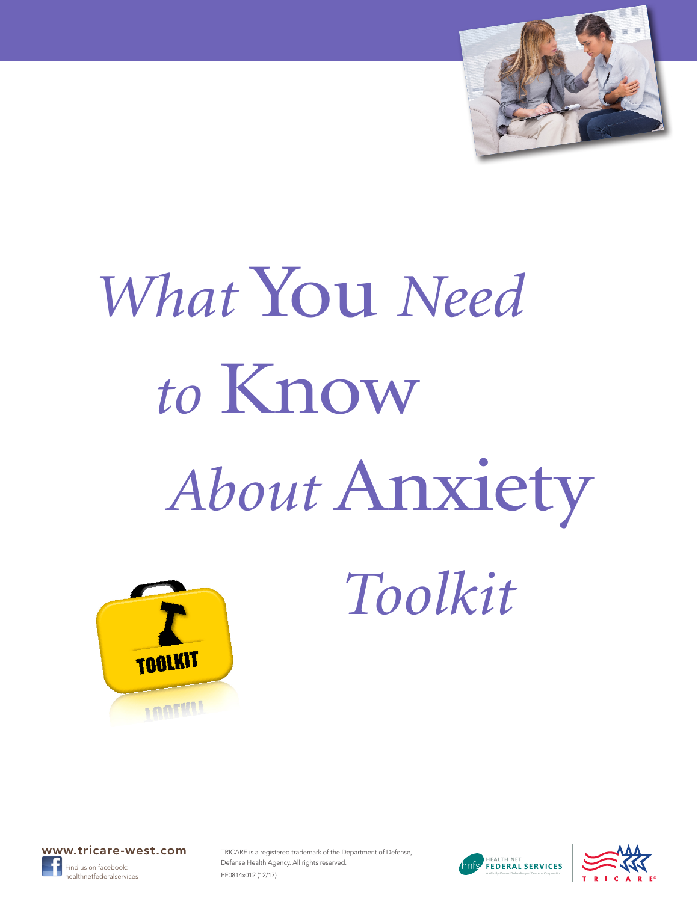# *What* You *Need to* Know *About* Anxiety

## *Toolkit*

TOOLKIT

www.tricare-west.com

Find us on facebook: healthnetfederalservices

TRICARE is a registered trademark of the Department of Defense, Defense Health Agency. All rights reserved.

PF0814x012 (12/17)

HEALTH NET FEDERAL SERVICES

A Wholly-Owned Subsidiary of Centene Corporation

TRICARE®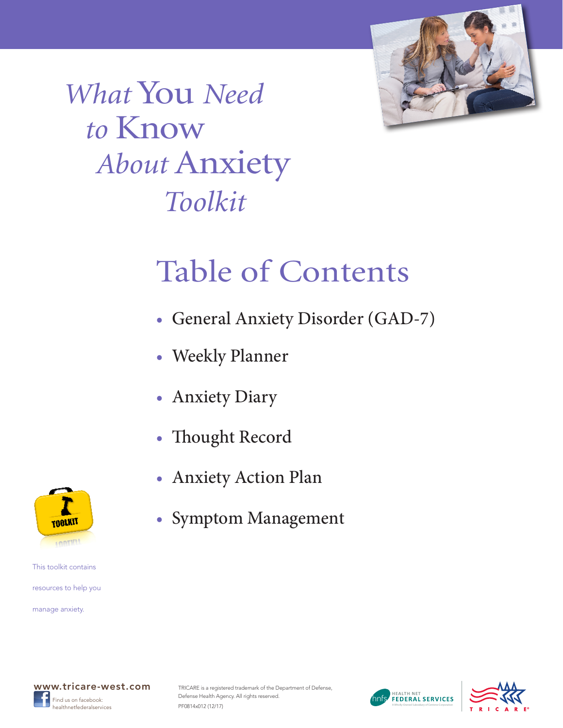# *What* You *Need to* Know *About* Anxiety *Toolkit*

## Table of Contents

- General Anxiety Disorder (GAD-7)
- Weekly Planner
- Anxiety Diary
- Thought Record
- Anxiety Action Plan
- Symptom Management

This toolkit contains resources to help you manage anxiety.

www.tricare-west.com

Find us on facebook: healthnetfederalservices

TRICARE is a registered trademark of the Department of Defense, Defense Health Agency. All rights reserved.

PF0814x012 (12/17)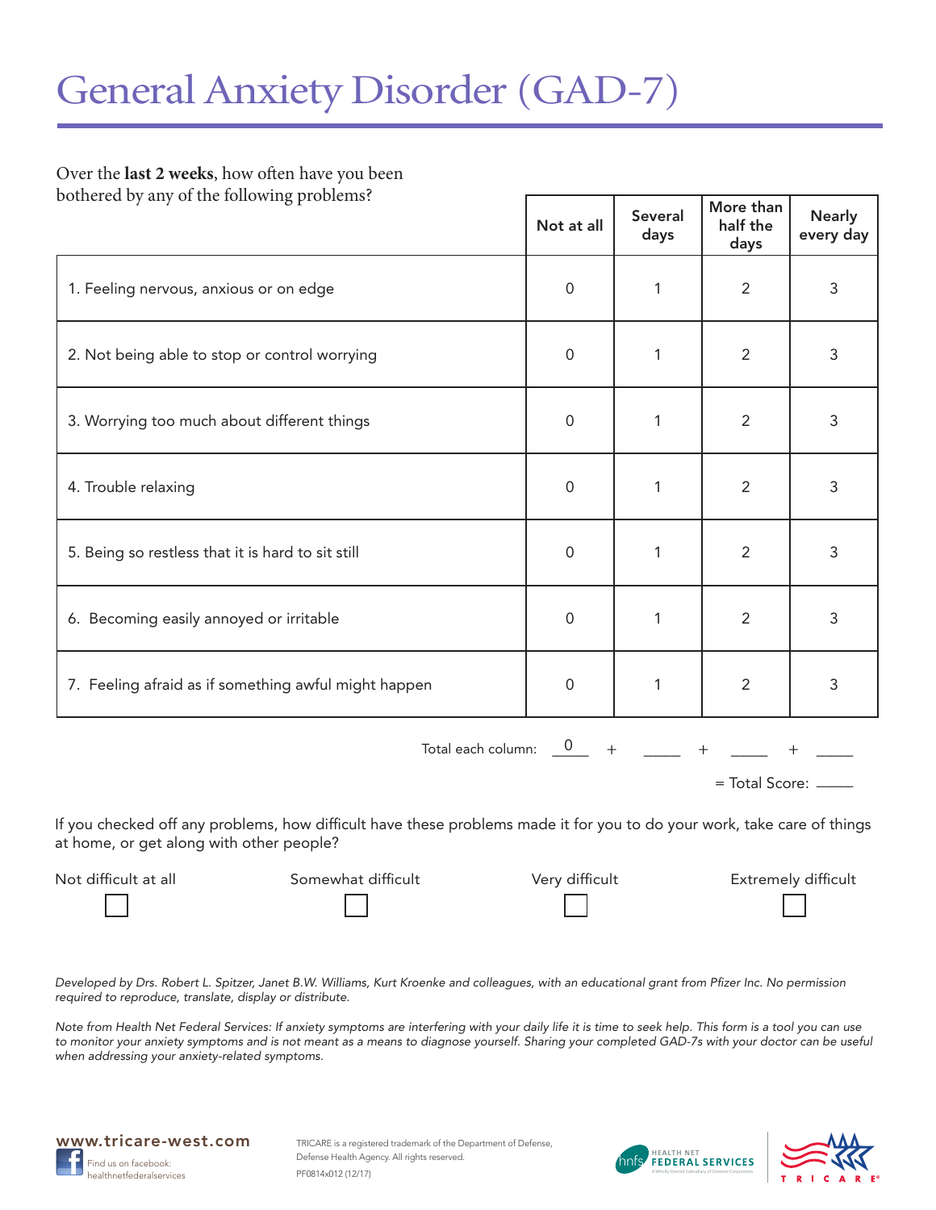# General Anxiety Disorder (GAD-7)

Over the **last 2 weeks**, how often have you been bothered by any of the following problems?

| | Not at all | Several days | More than half the days | Nearly every day |
|---|---|---|---|---|
| 1. Feeling nervous, anxious or on edge | 0 | 1 | 2 | 3 |
| 2. Not being able to stop or control worrying | 0 | 1 | 2 | 3 |
| 3. Worrying too much about different things | 0 | 1 | 2 | 3 |
| 4. Trouble relaxing | 0 | 1 | 2 | 3 |
| 5. Being so restless that it is hard to sit still | 0 | 1 | 2 | 3 |
| 6. Becoming easily annoyed or irritable | 0 | 1 | 2 | 3 |
| 7. Feeling afraid as if something awful might happen | 0 | 1 | 2 | 3 |

Total each column: 0 + ____ + ____ + ____

= Total Score: ____

If you checked off any problems, how difficult have these problems made it for you to do your work, take care of things at home, or get along with other people?

| Not difficult at all | Somewhat difficult | Very difficult | Extremely difficult |
|---|---|---|---|
| ☐ | ☐ | ☐ | ☐ |

*Developed by Drs. Robert L. Spitzer, Janet B.W. Williams, Kurt Kroenke and colleagues, with an educational grant from Pfizer Inc. No permission required to reproduce, translate, display or distribute.*

*Note from Health Net Federal Services: If anxiety symptoms are interfering with your daily life it is time to seek help. This form is a tool you can use to monitor your anxiety symptoms and is not meant as a means to diagnose yourself. Sharing your completed GAD-7s with your doctor can be useful when addressing your anxiety-related symptoms.*

**www.tricare-west.com**

Find us on facebook: healthnetfederalservices

TRICARE is a registered trademark of the Department of Defense, Defense Health Agency. All rights reserved.

PF0814x012 (12/17)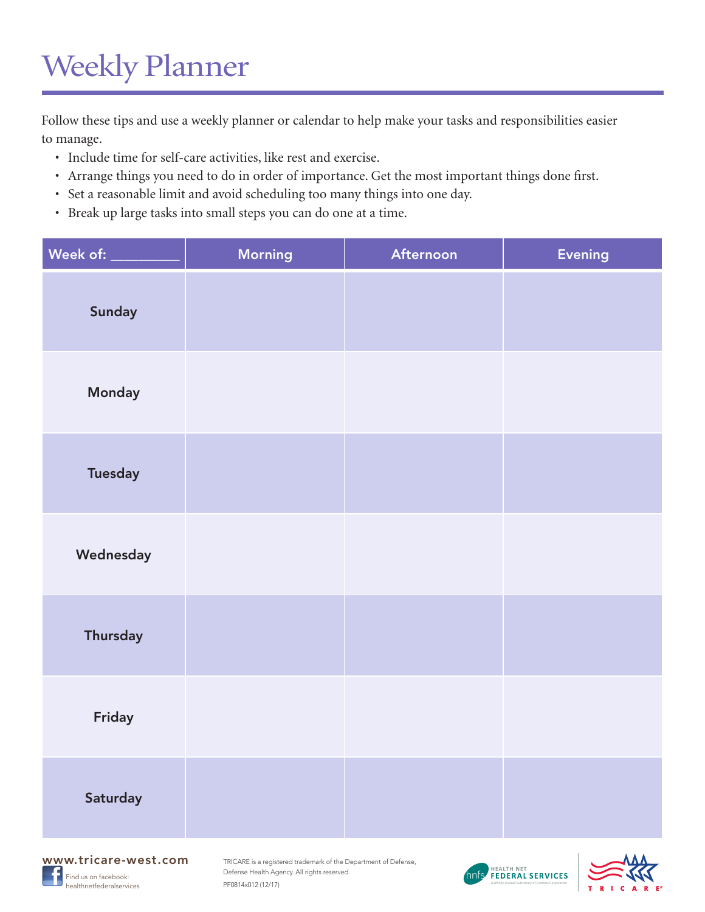# Weekly Planner

Follow these tips and use a weekly planner or calendar to help make your tasks and responsibilities easier to manage.

- Include time for self-care activities, like rest and exercise.
- Arrange things you need to do in order of importance. Get the most important things done first.
- Set a reasonable limit and avoid scheduling too many things into one day.
- Break up large tasks into small steps you can do one at a time.

| Week of: _________ | Morning | Afternoon | Evening |
|---|---|---|---|
| Sunday | | | |
| Monday | | | |
| Tuesday | | | |
| Wednesday | | | |
| Thursday | | | |
| Friday | | | |
| Saturday | | | |

www.tricare-west.com

Find us on facebook: healthnetfederalservices

TRICARE is a registered trademark of the Department of Defense, Defense Health Agency. All rights reserved.

PF0814x012 (12/17)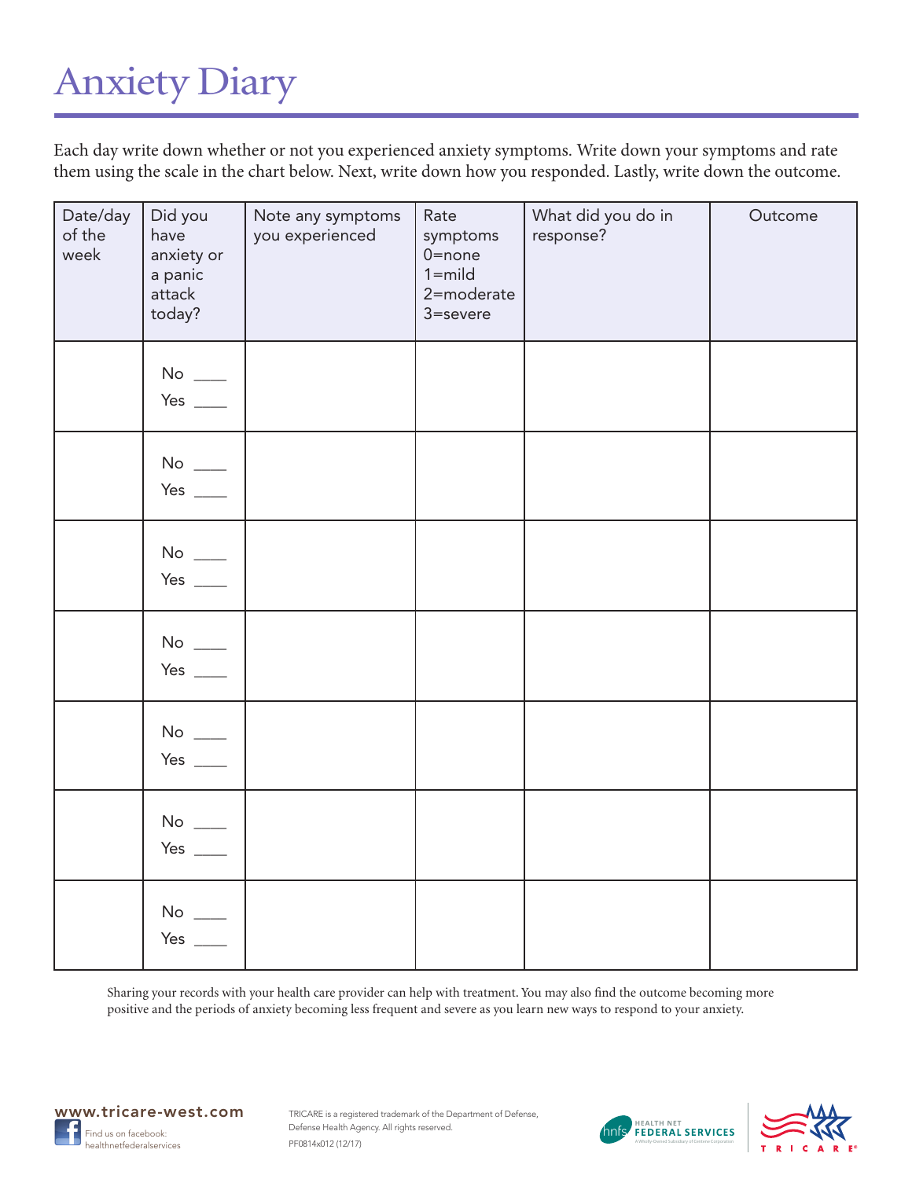# Anxiety Diary

Each day write down whether or not you experienced anxiety symptoms. Write down your symptoms and rate them using the scale in the chart below. Next, write down how you responded. Lastly, write down the outcome.

| Date/day of the week | Did you have anxiety or a panic attack today? | Note any symptoms you experienced | Rate symptoms 0=none 1=mild 2=moderate 3=severe | What did you do in response? | Outcome |
|---|---|---|---|---|---|
| | No \_\_\_\_ Yes \_\_\_\_ | | | | |
| | No \_\_\_\_ Yes \_\_\_\_ | | | | |
| | No \_\_\_\_ Yes \_\_\_\_ | | | | |
| | No \_\_\_\_ Yes \_\_\_\_ | | | | |
| | No \_\_\_\_ Yes \_\_\_\_ | | | | |
| | No \_\_\_\_ Yes \_\_\_\_ | | | | |
| | No \_\_\_\_ Yes \_\_\_\_ | | | | |

Sharing your records with your health care provider can help with treatment. You may also find the outcome becoming more positive and the periods of anxiety becoming less frequent and severe as you learn new ways to respond to your anxiety.

www.tricare-west.com

Find us on facebook: healthnetfederalservices

TRICARE is a registered trademark of the Department of Defense, Defense Health Agency. All rights reserved.

PF0814x012 (12/17)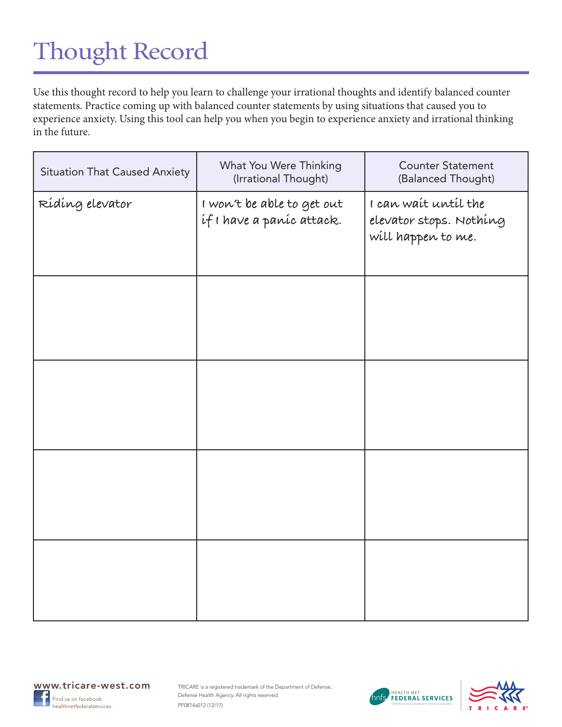# Thought Record

Use this thought record to help you learn to challenge your irrational thoughts and identify balanced counter statements. Practice coming up with balanced counter statements by using situations that caused you to experience anxiety. Using this tool can help you when you begin to experience anxiety and irrational thinking in the future.

| Situation That Caused Anxiety | What You Were Thinking (Irrational Thought) | Counter Statement (Balanced Thought) |
| --- | --- | --- |
| Riding elevator | I won't be able to get out if I have a panic attack. | I can wait until the elevator stops. Nothing will happen to me. |
| | | |
| | | |
| | | |
| | | |

www.tricare-west.com

Find us on facebook: healthnetfederalservices

TRICARE is a registered trademark of the Department of Defense, Defense Health Agency. All rights reserved.

PF0814x012 (12/17)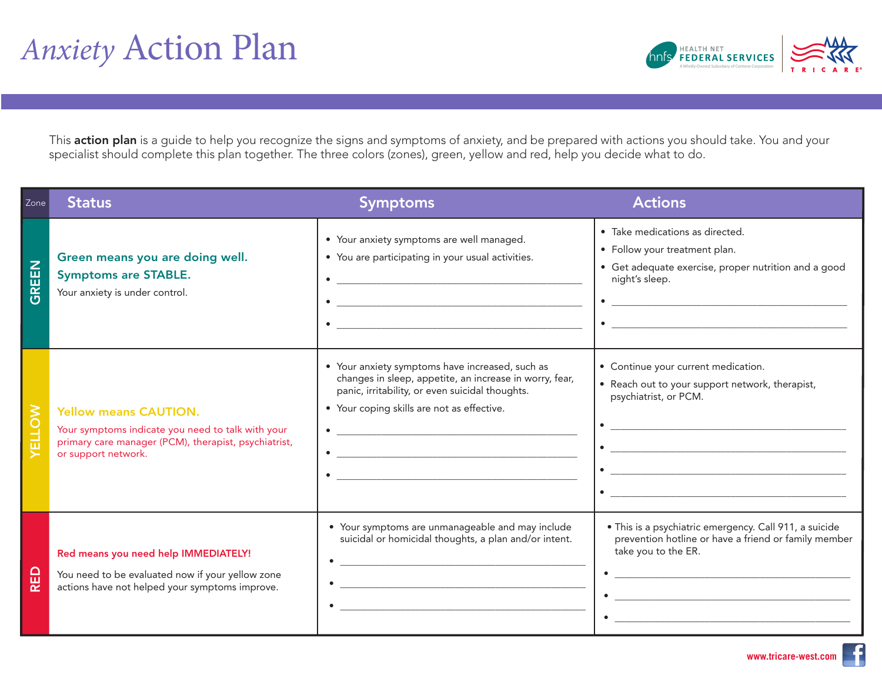# *Anxiety* Action Plan

This **action plan** is a guide to help you recognize the signs and symptoms of anxiety, and be prepared with actions you should take. You and your specialist should complete this plan together. The three colors (zones), green, yellow and red, help you decide what to do.

| Zone | Status | Symptoms | Actions |
|---|---|---|---|
| GREEN | **Green means you are doing well. Symptoms are STABLE.** Your anxiety is under control. | • Your anxiety symptoms are well managed.<br>• You are participating in your usual activities.<br>• ______<br>• ______<br>• ______ | • Take medications as directed.<br>• Follow your treatment plan.<br>• Get adequate exercise, proper nutrition and a good night's sleep.<br>• ______<br>• ______ |
| YELLOW | **Yellow means CAUTION.** Your symptoms indicate you need to talk with your primary care manager (PCM), therapist, psychiatrist, or support network. | • Your anxiety symptoms have increased, such as changes in sleep, appetite, an increase in worry, fear, panic, irritability, or even suicidal thoughts.<br>• Your coping skills are not as effective.<br>• ______<br>• ______<br>• ______ | • Continue your current medication.<br>• Reach out to your support network, therapist, psychiatrist, or PCM.<br>• ______<br>• ______<br>• ______<br>• ______ |
| RED | **Red means you need help IMMEDIATELY!** You need to be evaluated now if your yellow zone actions have not helped your symptoms improve. | • Your symptoms are unmanageable and may include suicidal or homicidal thoughts, a plan and/or intent.<br>• ______<br>• ______<br>• ______ | • This is a psychiatric emergency. Call 911, a suicide prevention hotline or have a friend or family member take you to the ER.<br>• ______<br>• ______<br>• ______ |

www.tricare-west.com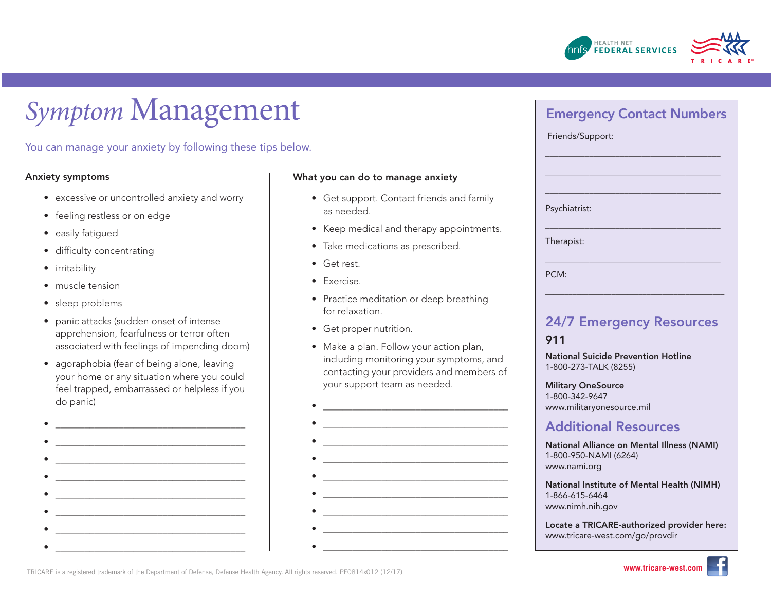# *Symptom* Management

You can manage your anxiety by following these tips below.

**Anxiety symptoms**

- excessive or uncontrolled anxiety and worry
- feeling restless or on edge
- easily fatigued
- difficulty concentrating
- irritability
- muscle tension
- sleep problems
- panic attacks (sudden onset of intense apprehension, fearfulness or terror often associated with feelings of impending doom)
- agoraphobia (fear of being alone, leaving your home or any situation where you could feel trapped, embarrassed or helpless if you do panic)
- ______________________________
- ______________________________
- ______________________________
- ______________________________
- ______________________________
- ______________________________
- ______________________________
- ______________________________

**What you can do to manage anxiety**

- Get support. Contact friends and family as needed.
- Keep medical and therapy appointments.
- Take medications as prescribed.
- Get rest.
- Exercise.
- Practice meditation or deep breathing for relaxation.
- Get proper nutrition.
- Make a plan. Follow your action plan, including monitoring your symptoms, and contacting your providers and members of your support team as needed.
- ______________________________
- ______________________________
- ______________________________
- ______________________________
- ______________________________
- ______________________________
- ______________________________
- ______________________________
- ______________________________

## Emergency Contact Numbers

Friends/Support:

______________________________

______________________________

______________________________

Psychiatrist:

______________________________

Therapist:

______________________________

PCM:

______________________________

## 24/7 Emergency Resources

**911**

**National Suicide Prevention Hotline**
1-800-273-TALK (8255)

**Military OneSource**
1-800-342-9647
www.militaryonesource.mil

## Additional Resources

**National Alliance on Mental Illness (NAMI)**
1-800-950-NAMI (6264)
www.nami.org

**National Institute of Mental Health (NIMH)**
1-866-615-6464
www.nimh.nih.gov

**Locate a TRICARE-authorized provider here:**
www.tricare-west.com/go/provdir

TRICARE is a registered trademark of the Department of Defense, Defense Health Agency. All rights reserved. PF0814x012 (12/17)

www.tricare-west.com